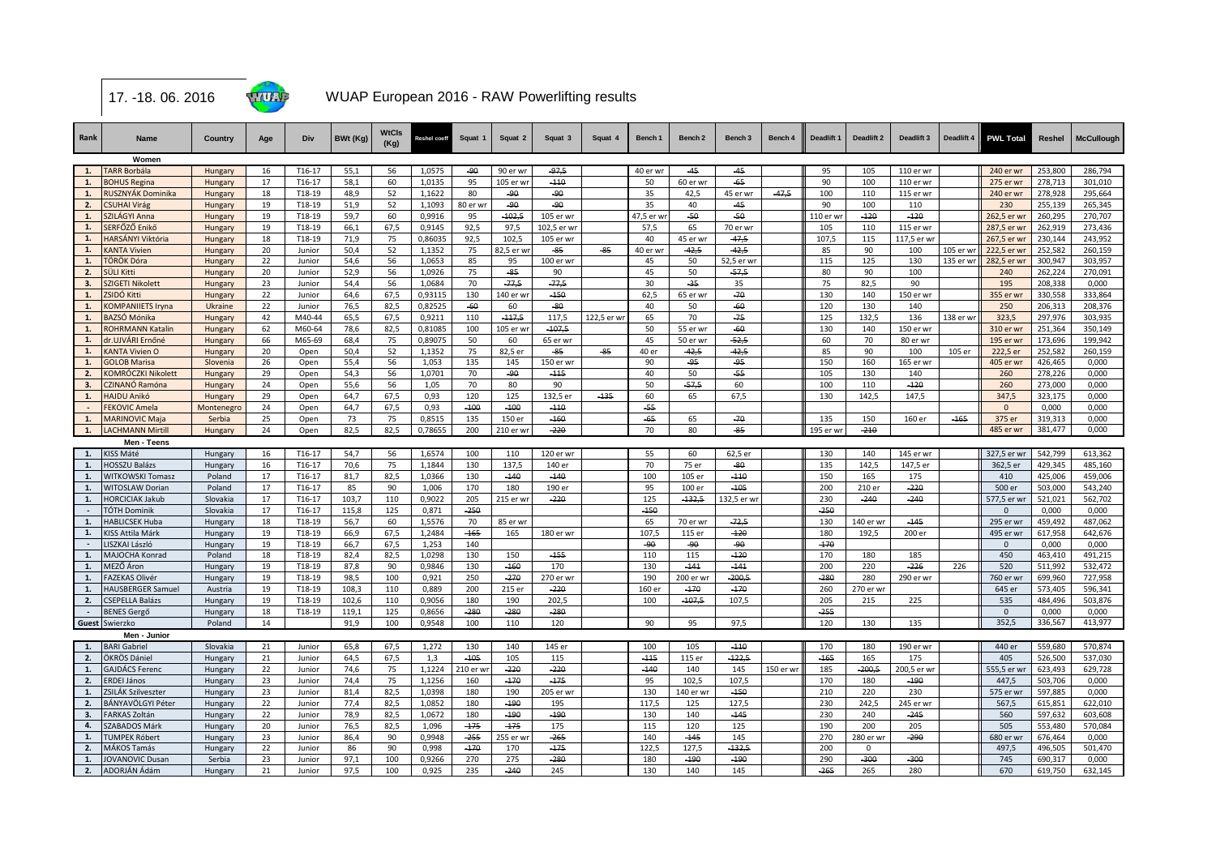17. -18. 06. 2016

# WUAP European 2016 - RAW Powerlifting results

| Rank | Name | Country | Age | Div | BWt (Kg) | WtCls (Kg) | Reshel coeff | Squat 1 | Squat 2 | Squat 3 | Squat 4 | Bench 1 | Bench 2 | Bench 3 | Bench 4 | Deadlift 1 | Deadlift 2 | Deadlift 3 | Deadlift 4 | PWL Total | Reshel | McCullough |
|---|---|---|---|---|---|---|---|---|---|---|---|---|---|---|---|---|---|---|---|---|---|---|
| | **Women** | | | | | | | | | | | | | | | | | | | | | |
| 1. | TARR Borbála | Hungary | 16 | T16-17 | 55,1 | 56 | 1,0575 | -90 | 90 er wr | -97,5 | | 40 er wr | -45 | -45 | | 95 | 105 | 110 er wr | | 240 er wr | 253,800 | 286,794 |
| 1. | BOHUS Regina | Hungary | 17 | T16-17 | 58,1 | 60 | 1,0135 | 95 | 105 er wr | -110 | | 50 | 60 er wr | -65 | | 90 | 100 | 110 er wr | | 275 er wr | 278,713 | 301,010 |
| 1. | RUSZNYÁK Dominika | Hungary | 18 | T18-19 | 48,9 | 52 | 1,1622 | 80 | -90 | -90 | | 35 | 42,5 | 45 er wr | -47,5 | 100 | 110 | 115 er wr | | 240 er wr | 278,928 | 295,664 |
| 2. | CSUHAI Virág | Hungary | 19 | T18-19 | 51,9 | 52 | 1,1093 | 80 er wr | -90 | -90 | | 35 | 40 | -45 | | 90 | 100 | 110 | | 230 | 255,139 | 265,345 |
| 1. | SZILÁGYI Anna | Hungary | 19 | T18-19 | 59,7 | 60 | 0,9916 | 95 | -102,5 | 105 er wr | | 47,5 er wr | -50 | -50 | | 110 er wr | -120 | -120 | | 262,5 er wr | 260,295 | 270,707 |
| 1. | SERFŐZŐ Enikő | Hungary | 19 | T18-19 | 66,1 | 67,5 | 0,9145 | 92,5 | 97,5 | 102,5 er wr | | 57,5 | 65 | 70 er wr | | 105 | 110 | 115 er wr | | 287,5 er wr | 262,919 | 273,436 |
| 1. | HARSÁNYI Viktória | Hungary | 18 | T18-19 | 71,9 | 75 | 0,86035 | 92,5 | 102,5 | 105 er wr | | 40 | 45 er wr | -47,5 | | 107,5 | 115 | 117,5 er wr | | 267,5 er wr | 230,144 | 243,952 |
| 1. | KANTA Vivien | Hungary | 20 | Junior | 50,4 | 52 | 1,1352 | 75 | 82,5 er wr | -85 | -85 | 40 er wr | -42,5 | -42,5 | | 85 | 90 | 100 | 105 er wr | 222,5 er wr | 252,582 | 260,159 |
| 1. | TÖRÖK Dóra | Hungary | 22 | Junior | 54,6 | 56 | 1,0653 | 85 | 95 | 100 er wr | | 45 | 50 | 52,5 er wr | | 115 | 125 | 130 | 135 er wr | 282,5 er wr | 300,947 | 303,957 |
| 2. | SÜLI Kitti | Hungary | 20 | Junior | 52,9 | 56 | 1,0926 | 75 | -85 | 90 | | 45 | 50 | -57,5 | | 80 | 90 | 100 | | 240 | 262,224 | 270,091 |
| 3. | SZIGETI Nikolett | Hungary | 23 | Junior | 54,4 | 56 | 1,0684 | 70 | -77,5 | -77,5 | | 30 | -35 | 35 | | 75 | 82,5 | 90 | | 195 | 208,338 | 0,000 |
| 1. | ZSIDÓ Kitti | Hungary | 22 | Junior | 64,6 | 67,5 | 0,93115 | 130 | 140 er wr | -150 | | 62,5 | 65 er wr | -70 | | 130 | 140 | 150 er wr | | 355 er wr | 330,558 | 333,864 |
| 1. | KOMPANIIETS Iryna | Ukraine | 22 | Junior | 76,5 | 82,5 | 0,82525 | -60 | 60 | -80 | | 40 | 50 | -60 | | 120 | 130 | 140 | | 250 | 206,313 | 208,376 |
| 1. | BAZSÓ Mónika | Hungary | 42 | M40-44 | 65,5 | 67,5 | 0,9211 | 110 | -117,5 | 117,5 | 122,5 er wr | 65 | 70 | -75 | | 125 | 132,5 | 136 | 138 er wr | 323,5 | 297,976 | 303,935 |
| 1. | ROHRMANN Katalin | Hungary | 62 | M60-64 | 78,6 | 82,5 | 0,81085 | 100 | 105 er wr | -107,5 | | 50 | 55 er wr | -60 | | 130 | 140 | 150 er wr | | 310 er wr | 251,364 | 350,149 |
| 1. | dr.UJVÁRI Ernőné | Hungary | 66 | M65-69 | 68,4 | 75 | 0,89075 | 50 | 60 | 65 er wr | | 45 | 50 er wr | -52,5 | | 60 | 70 | 80 er wr | | 195 er wr | 173,696 | 199,942 |
| 1. | KANTA Vivien O | Hungary | 20 | Open | 50,4 | 52 | 1,1352 | 75 | 82,5 er | -85 | -85 | 40 er | -42,5 | -42,5 | | 85 | 90 | 100 | 105 er | 222,5 er | 252,582 | 260,159 |
| 1. | GOLOB Marisa | Slovenia | 26 | Open | 55,4 | 56 | 1,053 | 135 | 145 | 150 er wr | | 90 | -95 | -95 | | 150 | 160 | 165 er wr | | 405 er wr | 426,465 | 0,000 |
| 2. | KOMRÓCZKI Nikolett | Hungary | 29 | Open | 54,3 | 56 | 1,0701 | 70 | -90 | -115 | | 40 | 50 | -55 | | 105 | 130 | 140 | | 260 | 278,226 | 0,000 |
| 3. | CZINANÓ Ramóna | Hungary | 24 | Open | 55,6 | 56 | 1,05 | 70 | 80 | 90 | | 50 | -57,5 | 60 | | 100 | 110 | -120 | | 260 | 273,000 | 0,000 |
| 1. | HAJDU Anikó | Hungary | 29 | Open | 64,7 | 67,5 | 0,93 | 120 | 125 | 132,5 er | -135 | 60 | 65 | 67,5 | | 130 | 142,5 | 147,5 | | 347,5 | 323,175 | 0,000 |
| - | FEKOVIC Amela | Montenegro | 24 | Open | 64,7 | 67,5 | 0,93 | -100 | -100 | -110 | | -55 | | | | | | | | 0 | 0,000 | 0,000 |
| 1. | MARINOVIC Maja | Serbia | 25 | Open | 73 | 75 | 0,8515 | 135 | 150 er | -160 | | -65 | 65 | -70 | | 135 | 150 | 160 er | -165 | 375 er | 319,313 | 0,000 |
| 1. | LACHMANN Mirtill | Hungary | 24 | Open | 82,5 | 82,5 | 0,78655 | 200 | 210 er wr | -220 | | 70 | 80 | -85 | | 195 er wr | -210 | | | 485 er wr | 381,477 | 0,000 |
| | **Men - Teens** | | | | | | | | | | | | | | | | | | | | | |
| 1. | KISS Máté | Hungary | 16 | T16-17 | 54,7 | 56 | 1,6574 | 100 | 110 | 120 er wr | | 55 | 60 | 62,5 er | | 130 | 140 | 145 er wr | | 327,5 er wr | 542,799 | 613,362 |
| 1. | HOSSZU Balázs | Hungary | 16 | T16-17 | 70,6 | 75 | 1,1844 | 130 | 137,5 | 140 er | | 70 | 75 er | -80 | | 135 | 142,5 | 147,5 er | | 362,5 er | 429,345 | 485,160 |
| 1. | WITKOWSKI Tomasz | Poland | 17 | T16-17 | 81,7 | 82,5 | 1,0366 | 130 | -140 | -140 | | 100 | 105 er | -110 | | 150 | 165 | 175 | | 410 | 425,006 | 459,006 |
| 1. | WITOSLAW Dorian | Poland | 17 | T16-17 | 85 | 90 | 1,006 | 170 | 180 | 190 er | | 95 | 100 er | -105 | | 200 | 210 er | -220 | | 500 er | 503,000 | 543,240 |
| 1. | HORCICIAK Jakub | Slovakia | 17 | T16-17 | 103,7 | 110 | 0,9022 | 205 | 215 er wr | -220 | | 125 | -132,5 | 132,5 er wr | | 230 | -240 | -240 | | 577,5 er wr | 521,021 | 562,702 |
| - | TÓTH Dominik | Slovakia | 17 | T16-17 | 115,8 | 125 | 0,871 | -250 | | | | -150 | | | | -250 | | | | 0 | 0,000 | 0,000 |
| 1. | HABLICSEK Huba | Hungary | 18 | T18-19 | 56,7 | 60 | 1,5576 | 70 | 85 er wr | | | 65 | 70 er wr | -72,5 | | 130 | 140 er wr | -145 | | 295 er wr | 459,492 | 487,062 |
| 1. | KISS Attila Márk | Hungary | 19 | T18-19 | 66,9 | 67,5 | 1,2484 | -165 | 165 | 180 er wr | | 107,5 | 115 er | -120 | | 180 | 192,5 | 200 er | | 495 er wr | 617,958 | 642,676 |
| - | LISZKAI László | Hungary | 19 | T18-19 | 66,7 | 67,5 | 1,253 | 140 | | | | -90 | -90 | -90 | | -170 | | | | 0 | 0,000 | 0,000 |
| 1. | MAJOCHA Konrad | Poland | 18 | T18-19 | 82,4 | 82,5 | 1,0298 | 130 | 150 | -155 | | 110 | 115 | -120 | | 170 | 180 | 185 | | 450 | 463,410 | 491,215 |
| 1. | MEZŐ Áron | Hungary | 19 | T18-19 | 87,8 | 90 | 0,9846 | 130 | -160 | 170 | | 130 | -141 | -141 | | 200 | 220 | -226 | 226 | 520 | 511,992 | 532,472 |
| 1. | FAZEKAS Olivér | Hungary | 19 | T18-19 | 98,5 | 100 | 0,921 | 250 | -270 | 270 er wr | | 190 | 200 er wr | -200,5 | | -280 | 280 | 290 er wr | | 760 er wr | 699,960 | 727,958 |
| 1. | HAUSBERGER Samuel | Austria | 19 | T18-19 | 108,3 | 110 | 0,889 | 200 | 215 er | -220 | | 160 er | -170 | -170 | | 260 | 270 er wr | | | 645 er | 573,405 | 596,341 |
| 2. | CSEPELLA Balázs | Hungary | 19 | T18-19 | 102,6 | 110 | 0,9056 | 180 | 190 | 202,5 | | 100 | -107,5 | 107,5 | | 205 | 215 | 225 | | 535 | 484,496 | 503,876 |
| - | BENES Gergő | Hungary | 18 | T18-19 | 119,1 | 125 | 0,8656 | -280 | -280 | -280 | | | | | | -255 | | | | 0 | 0,000 | 0,000 |
| Guest | Swierzko | Poland | 14 | | 91,9 | 100 | 0,9548 | 100 | 110 | 120 | | 90 | 95 | 97,5 | | 120 | 130 | 135 | | 352,5 | 336,567 | 413,977 |
| | **Men - Junior** | | | | | | | | | | | | | | | | | | | | | |
| 1. | BARI Gabriel | Slovakia | 21 | Junior | 65,8 | 67,5 | 1,272 | 130 | 140 | 145 er | | 100 | 105 | -110 | | 170 | 180 | 190 er wr | | 440 er | 559,680 | 570,874 |
| 2. | ÖKRÖS Dániel | Hungary | 21 | Junior | 64,5 | 67,5 | 1,3 | -105 | 105 | 115 | | -115 | 115 er | -122,5 | | -165 | 165 | 175 | | 405 | 526,500 | 537,030 |
| 1. | GAJDÁCS Ferenc | Hungary | 22 | Junior | 74,6 | 75 | 1,1224 | 210 er wr | -220 | -220 | | -140 | 140 | 145 | 150 er wr | 185 | -200,5 | 200,5 er wr | | 555,5 er wr | 623,493 | 629,728 |
| 2. | ERDEI János | Hungary | 23 | Junior | 74,4 | 75 | 1,1256 | 160 | -170 | -175 | | 95 | 102,5 | 107,5 | | 170 | 180 | -190 | | 447,5 | 503,706 | 0,000 |
| 1. | ZSILÁK Szilveszter | Hungary | 23 | Junior | 81,4 | 82,5 | 1,0398 | 180 | 190 | 205 er wr | | 130 | 140 er wr | -150 | | 210 | 220 | 230 | | 575 er wr | 597,885 | 0,000 |
| 2. | BÁNYAVÖLGYI Péter | Hungary | 22 | Junior | 77,4 | 82,5 | 1,0852 | 180 | -190 | 195 | | 117,5 | 125 | 127,5 | | 230 | 242,5 | 245 er wr | | 567,5 | 615,851 | 622,010 |
| 3. | FARKAS Zoltán | Hungary | 22 | Junior | 78,9 | 82,5 | 1,0672 | 180 | -190 | -190 | | 130 | 140 | -145 | | 230 | 240 | -245 | | 560 | 597,632 | 603,608 |
| 4. | SZABADOS Márk | Hungary | 20 | Junior | 76,5 | 82,5 | 1,096 | -175 | -175 | 175 | | 115 | 120 | 125 | | 190 | 200 | 205 | | 505 | 553,480 | 570,084 |
| 1. | TUMPEK Róbert | Hungary | 23 | Junior | 86,4 | 90 | 0,9948 | -255 | 255 er wr | -265 | | 140 | -145 | 145 | | 270 | 280 er wr | -290 | | 680 er wr | 676,464 | 0,000 |
| 2. | MÁKOS Tamás | Hungary | 22 | Junior | 86 | 90 | 0,998 | -170 | 170 | -175 | | 122,5 | 127,5 | -132,5 | | 200 | 0 | | | 497,5 | 496,505 | 501,470 |
| 1. | JOVANOVIC Dusan | Serbia | 23 | Junior | 97,1 | 100 | 0,9266 | 270 | 275 | -280 | | 180 | -190 | -190 | | 290 | -300 | -300 | | 745 | 690,317 | 0,000 |
| 2. | ADORJÁN Ádám | Hungary | 21 | Junior | 97,5 | 100 | 0,925 | 235 | -240 | 245 | | 130 | 140 | 145 | | -265 | 265 | 280 | | 670 | 619,750 | 632,145 |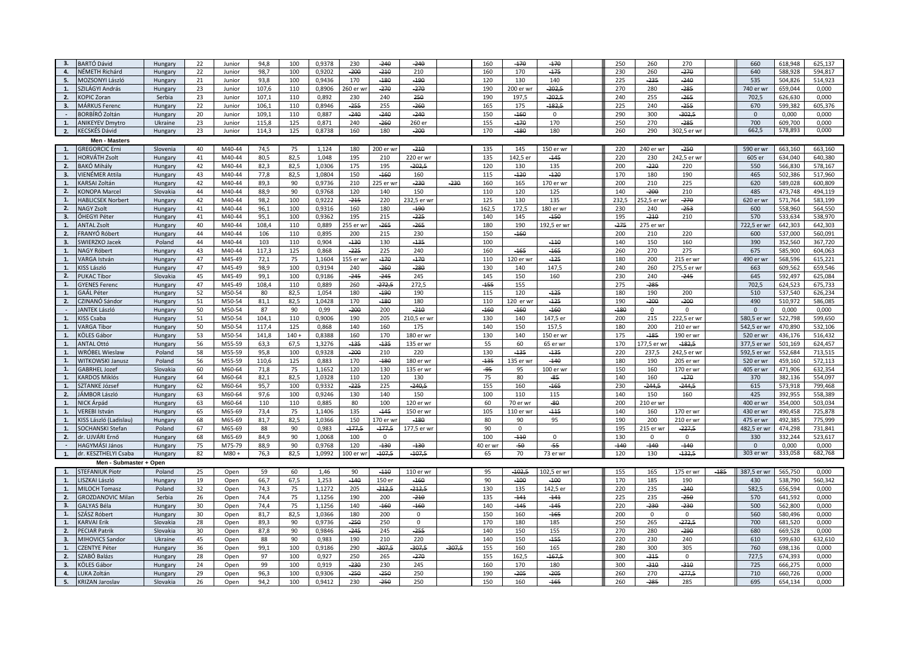| | | | | | | | | | | | | | | | | | | | | | | |
|---|---|---|---|---|---|---|---|---|---|---|---|---|---|---|---|---|---|---|---|---|---|---|
| 3. | BARTÓ Dávid | Hungary | 22 | Junior | 94,8 | 100 | 0,9378 | 230 | ~~240~~ | ~~240~~ | | 160 | ~~170~~ | ~~170~~ | | 250 | 260 | 270 | | 660 | 618,948 | 625,137 |
| 4. | NÉMETH Richárd | Hungary | 22 | Junior | 98,7 | 100 | 0,9202 | ~~200~~ | ~~210~~ | 210 | | 160 | 170 | ~~175~~ | | 230 | 260 | ~~270~~ | | 640 | 588,928 | 594,817 |
| 5. | MOZSONYI László | Hungary | 21 | Junior | 93,8 | 100 | 0,9436 | 170 | ~~180~~ | ~~190~~ | | 120 | 130 | 140 | | 225 | ~~235~~ | ~~240~~ | | 535 | 504,826 | 514,923 |
| 1. | SZILÁGYI András | Hungary | 23 | Junior | 107,6 | 110 | 0,8906 | 260 er wr | ~~270~~ | ~~270~~ | | 190 | 200 er wr | ~~202,5~~ | | 270 | 280 | ~~285~~ | | 740 er wr | 659,044 | 0,000 |
| 2. | KOPIC Zoran | Serbia | 23 | Junior | 107,1 | 110 | 0,892 | 230 | 240 | ~~250~~ | | 190 | 197,5 | ~~202,5~~ | | 240 | 255 | ~~265~~ | | 702,5 | 626,630 | 0,000 |
| 3. | MÁRKUS Ferenc | Hungary | 22 | Junior | 106,1 | 110 | 0,8946 | ~~255~~ | 255 | ~~260~~ | | 165 | 175 | ~~182,5~~ | | 225 | 240 | ~~255~~ | | 670 | 599,382 | 605,376 |
| - | BORBÍRÓ Zoltán | Hungary | 20 | Junior | 109,1 | 110 | 0,887 | ~~240~~ | ~~240~~ | ~~240~~ | | 150 | ~~160~~ | 0 | | 290 | 300 | ~~302,5~~ | | 0 | 0,000 | 0,000 |
| 1. | ANIKEYEV Dmytro | Ukraine | 23 | Junior | 115,8 | 125 | 0,871 | 240 | ~~260~~ | 260 er | | 155 | ~~170~~ | 170 | | 250 | 270 | ~~285~~ | | 700 | 609,700 | 0,000 |
| 2. | KECSKÉS Dávid | Hungary | 23 | Junior | 114,3 | 125 | 0,8738 | 160 | 180 | ~~200~~ | | 170 | ~~180~~ | 180 | | 260 | 290 | 302,5 er wr | | 662,5 | 578,893 | 0,000 |
| | **Men - Masters** | | | | | | | | | | | | | | | | | | | | | |
| 1. | GREGORCIC Erni | Slovenia | 40 | M40-44 | 74,5 | 75 | 1,124 | 180 | 200 er wr | ~~210~~ | | 135 | 145 | 150 er wr | | 220 | 240 er wr | ~~250~~ | | 590 er wr | 663,160 | 663,160 |
| 1. | HORVÁTH Zsolt | Hungary | 41 | M40-44 | 80,5 | 82,5 | 1,048 | 195 | 210 | 220 er wr | | 135 | 142,5 er | ~~145~~ | | 220 | 230 | 242,5 er wr | | 605 er | 634,040 | 640,380 |
| 2. | BAKÓ Mihály | Hungary | 42 | M40-44 | 82,3 | 82,5 | 1,0306 | 175 | 195 | ~~202,5~~ | | 120 | 130 | 135 | | 200 | ~~220~~ | 220 | | 550 | 566,830 | 578,167 |
| 3. | VIENÉMER Attila | Hungary | 43 | M40-44 | 77,8 | 82,5 | 1,0804 | 150 | ~~160~~ | 160 | | 115 | ~~120~~ | ~~120~~ | | 170 | 180 | 190 | | 465 | 502,386 | 517,960 |
| 1. | KARSAI Zoltán | Hungary | 42 | M40-44 | 89,3 | 90 | 0,9736 | 210 | 225 er wr | ~~230~~ | ~~230~~ | 160 | 165 | 170 er wr | | 200 | 210 | 225 | | 620 | 589,028 | 600,809 |
| 2. | KONOPA Marcel | Slovakia | 44 | M40-44 | 88,9 | 90 | 0,9768 | 120 | 140 | 150 | | 110 | 120 | 125 | | 140 | ~~200~~ | 210 | | 485 | 473,748 | 494,119 |
| 1. | HABLICSEK Norbert | Hungary | 42 | M40-44 | 98,2 | 100 | 0,9222 | ~~215~~ | 220 | 232,5 er wr | | 125 | 130 | 135 | | 232,5 | 252,5 er wr | ~~270~~ | | 620 er wr | 571,764 | 583,199 |
| 2. | NAGY Zsolt | Hungary | 41 | M40-44 | 96,1 | 100 | 0,9316 | 160 | 180 | ~~190~~ | | 162,5 | 172,5 | 180 er wr | | 230 | 240 | ~~253~~ | | 600 | 558,960 | 564,550 |
| 3. | ÓHEGYI Péter | Hungary | 41 | M40-44 | 95,1 | 100 | 0,9362 | 195 | 215 | ~~225~~ | | 140 | 145 | ~~150~~ | | 195 | ~~210~~ | 210 | | 570 | 533,634 | 538,970 |
| 1. | ANTAL Zsolt | Hungary | 40 | M40-44 | 108,4 | 110 | 0,889 | 255 er wr | ~~265~~ | ~~265~~ | | 180 | 190 | 192,5 er wr | | ~~275~~ | 275 er wr | | | 722,5 er wr | 642,303 | 642,303 |
| 2. | FRANYÓ Róbert | Hungary | 44 | M40-44 | 106 | 110 | 0,895 | 200 | 215 | 230 | | 150 | ~~160~~ | | | 200 | 210 | 220 | | 600 | 537,000 | 560,091 |
| 3. | SWIERZKO Jacek | Poland | 44 | M40-44 | 103 | 110 | 0,904 | ~~130~~ | 130 | ~~135~~ | | 100 | | ~~110~~ | | 140 | 150 | 160 | | 390 | 352,560 | 367,720 |
| 1. | NAGY Róbert | Hungary | 43 | M40-44 | 117,3 | 125 | 0,868 | ~~225~~ | 225 | 240 | | 160 | ~~165~~ | ~~165~~ | | 260 | 270 | 275 | | 675 | 585,900 | 604,063 |
| 1. | VARGA István | Hungary | 47 | M45-49 | 72,1 | 75 | 1,1604 | 155 er wr | ~~170~~ | ~~170~~ | | 110 | 120 er wr | ~~125~~ | | 180 | 200 | 215 er wr | | 490 er wr | 568,596 | 615,221 |
| 1. | KISS László | Hungary | 47 | M45-49 | 98,9 | 100 | 0,9194 | 240 | ~~260~~ | ~~280~~ | | 130 | 140 | 147,5 | | 240 | 260 | 275,5 er wr | | 663 | 609,562 | 659,546 |
| 2. | PUKAC Tibor | Slovakia | 45 | M45-49 | 99,1 | 100 | 0,9186 | ~~245~~ | ~~245~~ | 245 | | 145 | 150 | 160 | | 230 | 240 | ~~245~~ | | 645 | 592,497 | 625,084 |
| 1. | GYENES Ferenc | Hungary | 47 | M45-49 | 108,4 | 110 | 0,889 | 260 | ~~272,5~~ | 272,5 | | ~~155~~ | 155 | | | 275 | ~~285~~ | | | 702,5 | 624,523 | 675,733 |
| 1. | GAÁL Péter | Hungary | 52 | M50-54 | 80 | 82,5 | 1,054 | 180 | ~~190~~ | 190 | | 115 | 120 | ~~125~~ | | 180 | 190 | 200 | | 510 | 537,540 | 626,234 |
| 2. | CZINANÓ Sándor | Hungary | 51 | M50-54 | 81,1 | 82,5 | 1,0428 | 170 | ~~180~~ | 180 | | 110 | 120 er wr | ~~125~~ | | 190 | ~~200~~ | ~~200~~ | | 490 | 510,972 | 586,085 |
| - | JANTEK László | Hungary | 50 | M50-54 | 87 | 90 | 0,99 | ~~200~~ | 200 | ~~210~~ | | ~~160~~ | ~~160~~ | ~~160~~ | | ~~180~~ | 0 | 0 | | 0 | 0,000 | 0,000 |
| 1. | KISS Csaba | Hungary | 51 | M50-54 | 104,1 | 110 | 0,9006 | 190 | 205 | 210,5 er wr | | 130 | 140 | 147,5 er | | 200 | 215 | 222,5 er wr | | 580,5 er wr | 522,798 | 599,650 |
| 1. | VARGA Tibor | Hungary | 50 | M50-54 | 117,4 | 125 | 0,868 | 140 | 160 | 175 | | 140 | 150 | 157,5 | | 180 | 200 | 210 er wr | | 542,5 er wr | 470,890 | 532,106 |
| 1. | KÖLES Gábor | Hungary | 53 | M50-54 | 141,8 | 140 + | 0,8388 | 160 | 170 | 180 er wr | | 130 | 140 | 150 er wr | | 175 | ~~185~~ | 190 er wr | | 520 er wr | 436,176 | 516,432 |
| 1. | ANTAL Ottó | Hungary | 56 | M55-59 | 63,3 | 67,5 | 1,3276 | ~~135~~ | ~~135~~ | 135 er wr | | 55 | 60 | 65 er wr | | 170 | 177,5 er wr | ~~182,5~~ | | 377,5 er wr | 501,169 | 624,457 |
| 1. | WRÓBEL Wieslaw | Poland | 58 | M55-59 | 95,8 | 100 | 0,9328 | ~~200~~ | 210 | 220 | | 130 | ~~135~~ | ~~135~~ | | 220 | 237,5 | 242,5 er wr | | 592,5 er wr | 552,684 | 713,515 |
| 1. | WITKOWSKI Janusz | Poland | 56 | M55-59 | 110,6 | 125 | 0,883 | 170 | ~~180~~ | 180 er wr | | ~~135~~ | 135 er wr | ~~140~~ | | 180 | 190 | 205 er wr | | 520 er wr | 459,160 | 572,113 |
| 1. | GABRHEL Jozef | Slovakia | 60 | M60-64 | 71,8 | 75 | 1,1652 | 120 | 130 | 135 er wr | | ~~95~~ | 95 | 100 er wr | | 150 | 160 | 170 er wr | | 405 er wr | 471,906 | 632,354 |
| 1. | KARDOS Miklós | Hungary | 64 | M60-64 | 82,1 | 82,5 | 1,0328 | 110 | 120 | 130 | | 75 | 80 | ~~85~~ | | 140 | 160 | ~~170~~ | | 370 | 382,136 | 554,097 |
| 1. | SZTANKE József | Hungary | 62 | M60-64 | 95,7 | 100 | 0,9332 | ~~225~~ | 225 | ~~240,5~~ | | 155 | 160 | ~~165~~ | | 230 | ~~244,5~~ | ~~244,5~~ | | 615 | 573,918 | 799,468 |
| 2. | JÁMBOR László | Hungary | 63 | M60-64 | 97,6 | 100 | 0,9246 | 130 | 140 | 150 | | 100 | 110 | 115 | | 140 | 150 | 160 | | 425 | 392,955 | 558,389 |
| 1. | NICK Árpád | Hungary | 63 | M60-64 | 110 | 110 | 0,885 | 80 | 100 | 120 er wr | | 60 | 70 er wr | ~~80~~ | | 200 | 210 er wr | | | 400 er wr | 354,000 | 503,034 |
| 1. | VEREBI István | Hungary | 65 | M65-69 | 73,4 | 75 | 1,1406 | 135 | ~~145~~ | 150 er wr | | 105 | 110 er wr | ~~115~~ | | 140 | 160 | 170 er wr | | 430 er wr | 490,458 | 725,878 |
| 1. | KISS László (Ladislau) | Hungary | 68 | M65-69 | 81,7 | 82,5 | 1,0366 | 150 | 170 er wr | ~~180~~ | | 80 | 90 | 95 | | 190 | 200 | 210 er wr | | 475 er wr | 492,385 | 775,999 |
| 1. | SOCHANSKI Stefan | Poland | 67 | M65-69 | 88 | 90 | 0,983 | ~~177,5~~ | ~~177,5~~ | 177,5 er wr | | 90 | 0 | | | 195 | 215 er wr | ~~227,5~~ | | 482,5 er wr | 474,298 | 731,841 |
| 2. | dr. UJVÁRI Ernő | Hungary | 68 | M65-69 | 84,9 | 90 | 1,0068 | 100 | 0 | | | 100 | ~~110~~ | 0 | | 130 | 0 | 0 | | 330 | 332,244 | 523,617 |
| - | HAGYMÁSI János | Hungary | 75 | M75-79 | 88,9 | 90 | 0,9768 | 120 | ~~130~~ | ~~130~~ | | 40 er wr | ~~50~~ | ~~55~~ | | ~~140~~ | ~~140~~ | ~~140~~ | | 0 | 0,000 | 0,000 |
| 1. | dr. KESZTHELYI Csaba | Hungary | 82 | M80 + | 76,3 | 82,5 | 1,0992 | 100 er wr | ~~107,5~~ | ~~107,5~~ | | 65 | 70 | 73 er wr | | 120 | 130 | ~~132,5~~ | | 303 er wr | 333,058 | 682,768 |
| | **Men - Submaster + Open** | | | | | | | | | | | | | | | | | | | | | |
| 1. | STEFANIUK Piotr | Poland | 25 | Open | 59 | 60 | 1,46 | 90 | ~~110~~ | 110 er wr | | 95 | ~~102,5~~ | 102,5 er wr | | 155 | 165 | 175 er wr | ~~185~~ | 387,5 er wr | 565,750 | 0,000 |
| 1. | LISZKAI László | Hungary | 19 | Open | 66,7 | 67,5 | 1,253 | ~~140~~ | 150 er | ~~160~~ | | 90 | ~~100~~ | ~~100~~ | | 170 | 185 | 190 | | 430 | 538,790 | 560,342 |
| 1. | MILOCH Tomasz | Poland | 32 | Open | 74,3 | 75 | 1,1272 | 205 | ~~212,5~~ | ~~212,5~~ | | 130 | 135 | 142,5 er | | 220 | 235 | ~~240~~ | | 582,5 | 656,594 | 0,000 |
| 2. | GROZDANOVIC Milan | Serbia | 26 | Open | 74,4 | 75 | 1,1256 | 190 | 200 | ~~210~~ | | 135 | ~~141~~ | ~~141~~ | | 225 | 235 | ~~250~~ | | 570 | 641,592 | 0,000 |
| 3. | GALYAS Béla | Hungary | 30 | Open | 74,4 | 75 | 1,1256 | 140 | ~~160~~ | ~~160~~ | | 140 | ~~145~~ | ~~145~~ | | 220 | ~~230~~ | ~~230~~ | | 500 | 562,800 | 0,000 |
| 1. | SZÁSZ Róbert | Hungary | 30 | Open | 81,7 | 82,5 | 1,0366 | 180 | 200 | 0 | | 150 | 160 | ~~165~~ | | 200 | 0 | 0 | | 560 | 580,496 | 0,000 |
| 1. | KARVAI Erik | Slovakia | 28 | Open | 89,3 | 90 | 0,9736 | ~~250~~ | 250 | 0 | | 170 | 180 | 185 | | 250 | 265 | ~~272,5~~ | | 700 | 681,520 | 0,000 |
| 2. | PECIAR Patrik | Slovakia | 30 | Open | 87,8 | 90 | 0,9846 | ~~245~~ | 245 | ~~255~~ | | 140 | 150 | 155 | | 270 | 280 | ~~290~~ | | 680 | 669,528 | 0,000 |
| 3. | MIHOVICS Sandor | Ukraine | 45 | Open | 88 | 90 | 0,983 | 190 | 210 | 220 | | 140 | 150 | ~~155~~ | | 220 | 230 | 240 | | 610 | 599,630 | 632,610 |
| 1. | CZENTYE Péter | Hungary | 36 | Open | 99,1 | 100 | 0,9186 | 290 | ~~307,5~~ | ~~307,5~~ | ~~307,5~~ | 155 | 160 | 165 | | 280 | 300 | 305 | | 760 | 698,136 | 0,000 |
| 2. | SZABÓ Balázs | Hungary | 28 | Open | 97 | 100 | 0,927 | 250 | 265 | ~~270~~ | | 155 | 162,5 | ~~167,5~~ | | 300 | ~~315~~ | 0 | | 727,5 | 674,393 | 0,000 |
| 3. | KÖLES Gábor | Hungary | 24 | Open | 99 | 100 | 0,919 | ~~230~~ | 230 | 245 | | 160 | 170 | 180 | | 300 | ~~310~~ | ~~310~~ | | 725 | 666,275 | 0,000 |
| 4. | LUKA Zoltán | Hungary | 29 | Open | 96,3 | 100 | 0,9306 | ~~250~~ | ~~250~~ | 250 | | 190 | ~~205~~ | ~~205~~ | | 260 | 270 | ~~277,5~~ | | 710 | 660,726 | 0,000 |
| 5. | KRIZAN Jaroslav | Slovakia | 26 | Open | 94,2 | 100 | 0,9412 | 230 | ~~250~~ | 250 | | 150 | 160 | ~~165~~ | | 260 | ~~285~~ | 285 | | 695 | 654,134 | 0,000 |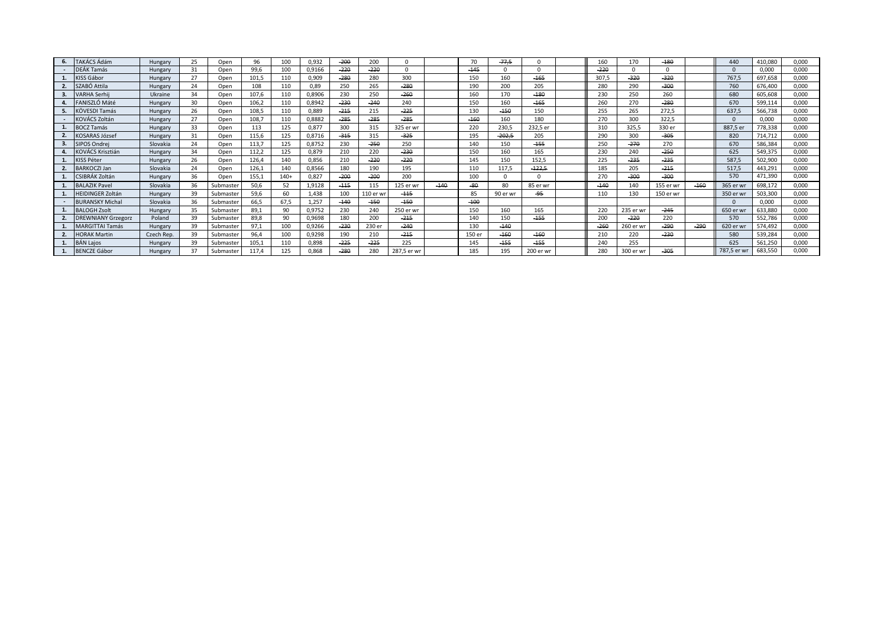| | | | | | | | | | | | | | | | | | | | | | | |
|---|---|---|---|---|---|---|---|---|---|---|---|---|---|---|---|---|---|---|---|---|---|---|
| 6. | TAKÁCS Ádám | Hungary | 25 | Open | 96 | 100 | 0,932 | -200 | 200 | 0 | | 70 | -77,5 | 0 | | 160 | 170 | -180 | | 440 | 410,080 | 0,000 |
| - | DEÁK Tamás | Hungary | 31 | Open | 99,6 | 100 | 0,9166 | -220 | -220 | 0 | | -145 | 0 | 0 | | -220 | 0 | 0 | | 0 | 0,000 | 0,000 |
| 1. | KISS Gábor | Hungary | 27 | Open | 101,5 | 110 | 0,909 | -280 | 280 | 300 | | 150 | 160 | -165 | | 307,5 | -320 | -320 | | 767,5 | 697,658 | 0,000 |
| 2. | SZABÓ Attila | Hungary | 24 | Open | 108 | 110 | 0,89 | 250 | 265 | -280 | | 190 | 200 | 205 | | 280 | 290 | -300 | | 760 | 676,400 | 0,000 |
| 3. | VARHA Serhij | Ukraine | 34 | Open | 107,6 | 110 | 0,8906 | 230 | 250 | -260 | | 160 | 170 | -180 | | 230 | 250 | 260 | | 680 | 605,608 | 0,000 |
| 4. | FANISZLÓ Máté | Hungary | 30 | Open | 106,2 | 110 | 0,8942 | -230 | -240 | 240 | | 150 | 160 | -165 | | 260 | 270 | -280 | | 670 | 599,114 | 0,000 |
| 5. | KÖVESDI Tamás | Hungary | 26 | Open | 108,5 | 110 | 0,889 | -215 | 215 | -225 | | 130 | -150 | 150 | | 255 | 265 | 272,5 | | 637,5 | 566,738 | 0,000 |
| - | KOVÁCS Zoltán | Hungary | 27 | Open | 108,7 | 110 | 0,8882 | -285 | -285 | -285 | | -160 | 160 | 180 | | 270 | 300 | 322,5 | | 0 | 0,000 | 0,000 |
| 1. | BOCZ Tamás | Hungary | 33 | Open | 113 | 125 | 0,877 | 300 | 315 | 325 er wr | | 220 | 230,5 | 232,5 er | | 310 | 325,5 | 330 er | | 887,5 er | 778,338 | 0,000 |
| 2. | KOSARAS József | Hungary | 31 | Open | 115,6 | 125 | 0,8716 | -315 | 315 | -325 | | 195 | -202,5 | 205 | | 290 | 300 | -305 | | 820 | 714,712 | 0,000 |
| 3. | SIPOS Ondrej | Slovakia | 24 | Open | 113,7 | 125 | 0,8752 | 230 | -250 | 250 | | 140 | 150 | -155 | | 250 | -270 | 270 | | 670 | 586,384 | 0,000 |
| 4. | KOVÁCS Krisztián | Hungary | 34 | Open | 112,2 | 125 | 0,879 | 210 | 220 | -230 | | 150 | 160 | 165 | | 230 | 240 | -250 | | 625 | 549,375 | 0,000 |
| 1. | KISS Péter | Hungary | 26 | Open | 126,4 | 140 | 0,856 | 210 | -220 | -220 | | 145 | 150 | 152,5 | | 225 | -235 | -235 | | 587,5 | 502,900 | 0,000 |
| 2. | BARKOCZI Jan | Slovakia | 24 | Open | 126,1 | 140 | 0,8566 | 180 | 190 | 195 | | 110 | 117,5 | -122,5 | | 185 | 205 | -215 | | 517,5 | 443,291 | 0,000 |
| 1. | CSIBRÁK Zoltán | Hungary | 36 | Open | 155,1 | 140+ | 0,827 | -200 | -200 | 200 | | 100 | 0 | 0 | | 270 | -300 | -300 | | 570 | 471,390 | 0,000 |
| 1. | BALAZIK Pavel | Slovakia | 36 | Submaster | 50,6 | 52 | 1,9128 | -115 | 115 | 125 er wr | -140 | -80 | 80 | 85 er wr | | -140 | 140 | 155 er wr | -160 | 365 er wr | 698,172 | 0,000 |
| 1. | HEIDINGER Zoltán | Hungary | 39 | Submaster | 59,6 | 60 | 1,438 | 100 | 110 er wr | -115 | | 85 | 90 er wr | -95 | | 110 | 130 | 150 er wr | | 350 er wr | 503,300 | 0,000 |
| - | BURANSKY Michal | Slovakia | 36 | Submaster | 66,5 | 67,5 | 1,257 | -140 | -150 | -150 | | -100 | | | | | | | | 0 | 0,000 | 0,000 |
| 1. | BALOGH Zsolt | Hungary | 35 | Submaster | 89,1 | 90 | 0,9752 | 230 | 240 | 250 er wr | | 150 | 160 | 165 | | 220 | 235 er wr | -245 | | 650 er wr | 633,880 | 0,000 |
| 2. | DREWNIANY Grzegorz | Poland | 39 | Submaster | 89,8 | 90 | 0,9698 | 180 | 200 | -215 | | 140 | 150 | -155 | | 200 | -220 | 220 | | 570 | 552,786 | 0,000 |
| 1. | MARGITTAI Tamás | Hungary | 39 | Submaster | 97,1 | 100 | 0,9266 | -230 | 230 er | -240 | | 130 | -140 | | | -260 | 260 er wr | -290 | -290 | 620 er wr | 574,492 | 0,000 |
| 2. | HORAK Martin | Czech Rep. | 39 | Submaster | 96,4 | 100 | 0,9298 | 190 | 210 | -215 | | 150 er | -160 | -160 | | 210 | 220 | -230 | | 580 | 539,284 | 0,000 |
| 1. | BÁN Lajos | Hungary | 39 | Submaster | 105,1 | 110 | 0,898 | -225 | -225 | 225 | | 145 | -155 | -155 | | 240 | 255 | | | 625 | 561,250 | 0,000 |
| 1. | BENCZE Gábor | Hungary | 37 | Submaster | 117,4 | 125 | 0,868 | -280 | 280 | 287,5 er wr | | 185 | 195 | 200 er wr | | 280 | 300 er wr | -305 | | 787,5 er wr | 683,550 | 0,000 |